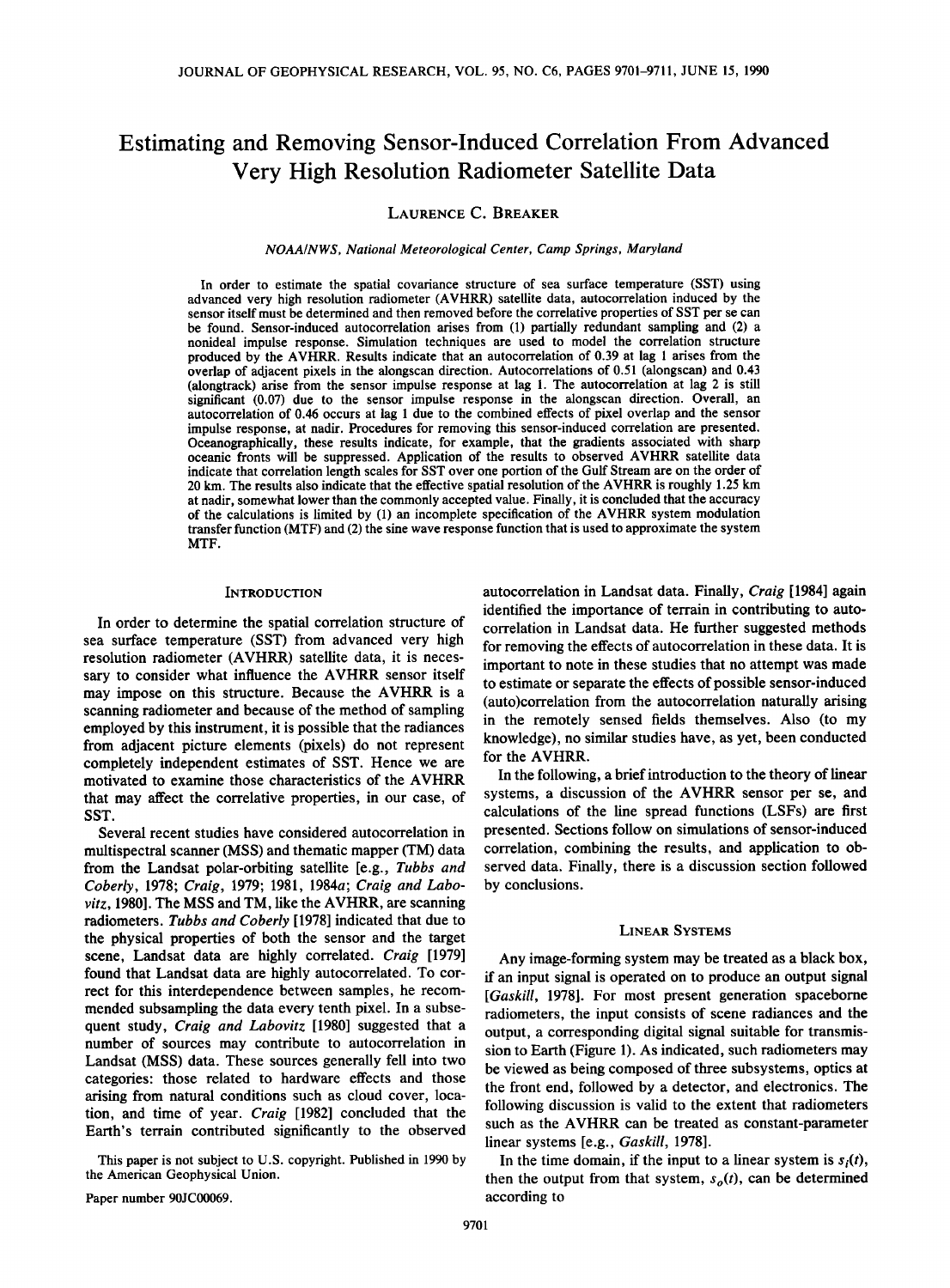# Estimating and Removing Sensor-Induced Correlation From Advanced Very High Resolution Radiometer Satellite Data

LAURENCE C. BREAKER

*NOAA/NWS, National Meteorological Center, Camp Springs, Maryland*

In order to estimate the spatial covariance structure of sea surface temperature (SST) using advanced very high resolution radiometer (AVHRR) satellite data, autocorrelation induced by the sensor itself must be determined and then removed before the correlative properties of SST per se can be found. Sensor-induced autocorrelation arises from (1) partially redundant sampling and (2) a nonideal impulse response. Simulation techniques are used to model the correlation structure produced by the AVHRR. Results indicate that an autocorrelation of 0.39 at lag 1 arises from the overlap of adjacent pixels in the alongscan direction. Autocorrelations of 0.51 (alongscan) and 0.43 (alongtrack) arise from the sensor impulse response at lag 1. The autocorrelation at lag 2 is still significant (0.07) due to the sensor impulse response in the alongscan direction. Overall, an autocorrelation of 0.46 occurs at lag 1 due to the combined effects of pixel overlap and the sensor impulse response, at nadir. Procedures for removing this sensor-induced correlation are presented. Oceanographically, these results indicate, for example, that the gradients associated with sharp oceanic fronts will be suppressed. Application of the results to observed AVHRR satellite data indicate that correlation length scales for SST over one portion of the Gulf Stream are on the order of 20 km. The results also indicate that the effective spatial resolution of the AVHRR is roughly 1.25 km at nadir, somewhat lower than the commonly accepted value. Finally, it is concluded that the accuracy of the calculations is limited by (1) an incomplete specification of the AVHRR system modulation transfer function (MTF) and (2) the sine wave response function that is used to approximate the system MTF.

## INTRODUCTION

In order to determine the spatial correlation structure of sea surface temperature (SST) from advanced very high resolution radiometer (AVHRR) satellite data, it is necessary to consider what influence the AVHRR sensor itself may impose on this structure. Because the AVHRR is a scanning radiometer and because of the method of sampling employed by this instrument, it is possible that the radiances from adjacent picture elements (pixels) do not represent completely independent estimates of SST. Hence we are motivated to examine those characteristics of the AVHRR that may affect the correlative properties, in our case, of SST.

Several recent studies have considered autocorrelation in multispectral scanner (MSS) and thematic mapper (TM) data from the Landsat polar-orbiting satellite [e.g., *Tubbs and Coberly*, 1978; *Craig*, 1979; 1981, 1984*a*; *Craig and Labovitz*, 1980]. The MSS and TM, like the AVHRR, are scanning radiometers. *Tubbs and Coberly* [1978] indicated that due to the physical properties of both the sensor and the target scene, Landsat data are highly correlated. *Craig* [1979] found that Landsat data are highly autocorrelated. To correct for this interdependence between samples, he recommended subsampling the data every tenth pixel. In a subsequent study, *Craig and Labovitz* [1980] suggested that a number of sources may contribute to autocorrelation in Landsat (MSS) data. These sources generally fell into two categories: those related to hardware effects and those arising from natural conditions such as cloud cover, location, and time of year. *Craig* [1982] concluded that the Earth's terrain contributed significantly to the observed autocorrelation in Landsat data. Finally, *Craig* [1984] again identified the importance of terrain in contributing to autocorrelation in Landsat data. He further suggested methods for removing the effects of autocorrelation in these data. It is important to note in these studies that no attempt was made to estimate or separate the effects of possible sensor-induced (auto)correlation from the autocorrelation naturally arising in the remotely sensed fields themselves. Also (to my knowledge), no similar studies have, as yet, been conducted for the AVHRR.

In the following, a brief introduction to the theory of linear systems, a discussion of the AVHRR sensor per se, and calculations of the line spread functions (LSFs) are first presented. Sections follow on simulations of sensor-induced correlation, combining the results, and application to observed data. Finally, there is a discussion section followed by conclusions.

## LINEAR SYSTEMS

Any image-forming system may be treated as a black box, if an input signal is operated on to produce an output signal [*Gaskill*, 1978]. For most present generation spaceborne radiometers, the input consists of scene radiances and the output, a corresponding digital signal suitable for transmission to Earth (Figure 1). As indicated, such radiometers may be viewed as being composed of three subsystems, optics at the front end, followed by a detector, and electronics. The following discussion is valid to the extent that radiometers such as the AVHRR can be treated as constant-parameter linear systems [e.g., *Gaskill*, 1978].

In the time domain, if the input to a linear system is $s_i(t)$, then the output from that system, $s_o(t)$, can be determined according to

This paper is not subject to U.S. copyright. Published in 1990 by the American Geophysical Union.

Paper number 90JC00069.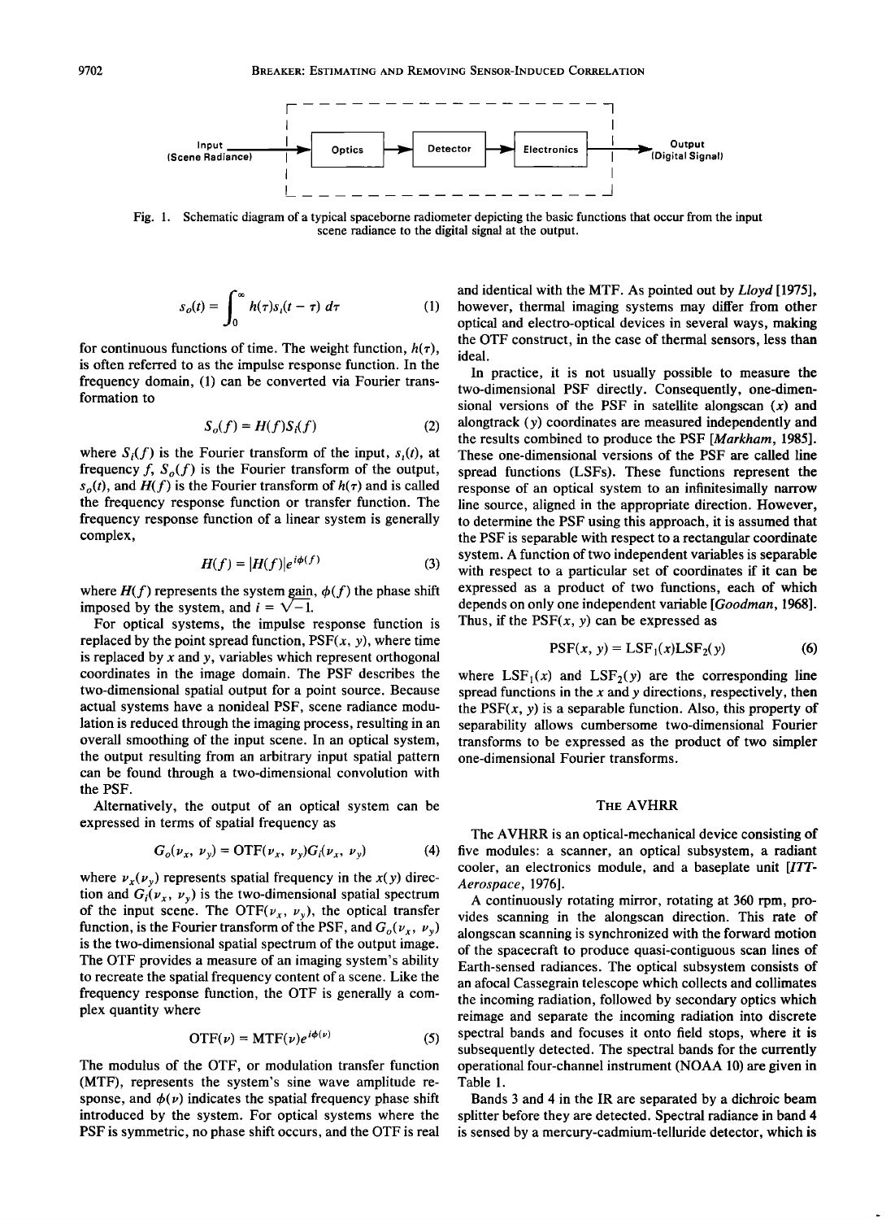Input (Scene Radiance) → Optics → Detector → Electronics → Output (Digital Signal)

Fig. 1. Schematic diagram of a typical spaceborne radiometer depicting the basic functions that occur from the input scene radiance to the digital signal at the output.

$$s_o(t) = \int_0^\infty h(\tau)s_i(t-\tau)\,d\tau \tag{1}$$

for continuous functions of time. The weight function, $h(\tau)$, is often referred to as the impulse response function. In the frequency domain, (1) can be converted via Fourier transformation to

$$S_o(f) = H(f)S_i(f) \tag{2}$$

where $S_i(f)$ is the Fourier transform of the input, $s_i(t)$, at frequency $f$, $S_o(f)$ is the Fourier transform of the output, $s_o(t)$, and $H(f)$ is the Fourier transform of $h(\tau)$ and is called the frequency response function or transfer function. The frequency response function of a linear system is generally complex,

$$H(f) = |H(f)|e^{i\phi(f)} \tag{3}$$

where $H(f)$ represents the system gain, $\phi(f)$ the phase shift imposed by the system, and $i = \sqrt{-1}$.

For optical systems, the impulse response function is replaced by the point spread function, PSF$(x, y)$, where time is replaced by $x$ and $y$, variables which represent orthogonal coordinates in the image domain. The PSF describes the two-dimensional spatial output for a point source. Because actual systems have a nonideal PSF, scene radiance modulation is reduced through the imaging process, resulting in an overall smoothing of the input scene. In an optical system, the output resulting from an arbitrary input spatial pattern can be found through a two-dimensional convolution with the PSF.

Alternatively, the output of an optical system can be expressed in terms of spatial frequency as

$$G_o(\nu_x, \nu_y) = \text{OTF}(\nu_x, \nu_y)G_i(\nu_x, \nu_y) \tag{4}$$

where $\nu_x(\nu_y)$ represents spatial frequency in the $x(y)$ direction and $G_i(\nu_x, \nu_y)$ is the two-dimensional spatial spectrum of the input scene. The OTF$(\nu_x, \nu_y)$, the optical transfer function, is the Fourier transform of the PSF, and $G_o(\nu_x, \nu_y)$ is the two-dimensional spatial spectrum of the output image. The OTF provides a measure of an imaging system's ability to recreate the spatial frequency content of a scene. Like the frequency response function, the OTF is generally a complex quantity where

$$\text{OTF}(\nu) = \text{MTF}(\nu)e^{i\phi(\nu)} \tag{5}$$

The modulus of the OTF, or modulation transfer function (MTF), represents the system's sine wave amplitude response, and $\phi(\nu)$ indicates the spatial frequency phase shift introduced by the system. For optical systems where the PSF is symmetric, no phase shift occurs, and the OTF is real and identical with the MTF. As pointed out by *Lloyd* [1975], however, thermal imaging systems may differ from other optical and electro-optical devices in several ways, making the OTF construct, in the case of thermal sensors, less than ideal.

In practice, it is not usually possible to measure the two-dimensional PSF directly. Consequently, one-dimensional versions of the PSF in satellite alongscan ($x$) and alongtrack ($y$) coordinates are measured independently and the results combined to produce the PSF [*Markham*, 1985]. These one-dimensional versions of the PSF are called line spread functions (LSFs). These functions represent the response of an optical system to an infinitesimally narrow line source, aligned in the appropriate direction. However, to determine the PSF using this approach, it is assumed that the PSF is separable with respect to a rectangular coordinate system. A function of two independent variables is separable with respect to a particular set of coordinates if it can be expressed as a product of two functions, each of which depends on only one independent variable [*Goodman*, 1968]. Thus, if the PSF$(x, y)$ can be expressed as

$$\text{PSF}(x, y) = \text{LSF}_1(x)\text{LSF}_2(y) \tag{6}$$

where $\text{LSF}_1(x)$ and $\text{LSF}_2(y)$ are the corresponding line spread functions in the $x$ and $y$ directions, respectively, then the PSF$(x, y)$ is a separable function. Also, this property of separability allows cumbersome two-dimensional Fourier transforms to be expressed as the product of two simpler one-dimensional Fourier transforms.

## THE AVHRR

The AVHRR is an optical-mechanical device consisting of five modules: a scanner, an optical subsystem, a radiant cooler, an electronics module, and a baseplate unit [*ITT-Aerospace*, 1976].

A continuously rotating mirror, rotating at 360 rpm, provides scanning in the alongscan direction. This rate of alongscan scanning is synchronized with the forward motion of the spacecraft to produce quasi-contiguous scan lines of Earth-sensed radiances. The optical subsystem consists of an afocal Cassegrain telescope which collects and collimates the incoming radiation, followed by secondary optics which reimage and separate the incoming radiation into discrete spectral bands and focuses it onto field stops, where it is subsequently detected. The spectral bands for the currently operational four-channel instrument (NOAA 10) are given in Table 1.

Bands 3 and 4 in the IR are separated by a dichroic beam splitter before they are detected. Spectral radiance in band 4 is sensed by a mercury-cadmium-telluride detector, which is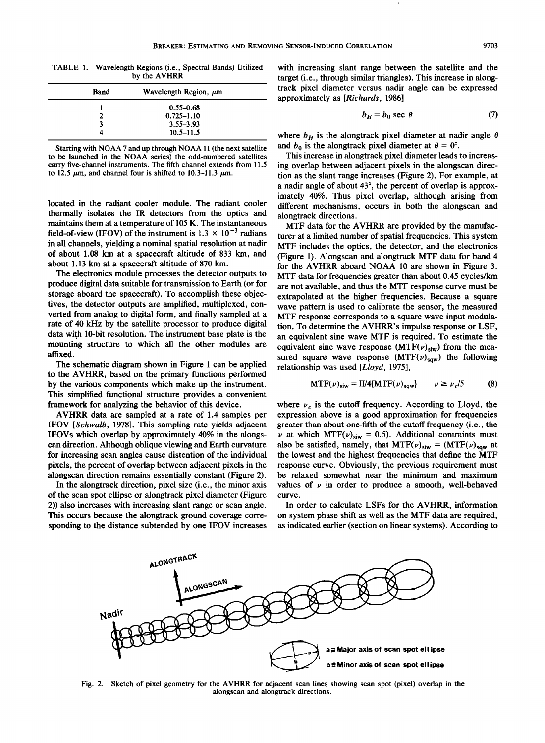TABLE 1. Wavelength Regions (i.e., Spectral Bands) Utilized by the AVHRR

| Band | Wavelength Region, μm |
|---|---|
| 1 | 0.55–0.68 |
| 2 | 0.725–1.10 |
| 3 | 3.55–3.93 |
| 4 | 10.5–11.5 |

Starting with NOAA 7 and up through NOAA 11 (the next satellite to be launched in the NOAA series) the odd-numbered satellites carry five-channel instruments. The fifth channel extends from 11.5 to 12.5 μm, and channel four is shifted to 10.3–11.3 μm.

located in the radiant cooler module. The radiant cooler thermally isolates the IR detectors from the optics and maintains them at a temperature of 105 K. The instantaneous field-of-view (IFOV) of the instrument is $1.3 \times 10^{-3}$ radians in all channels, yielding a nominal spatial resolution at nadir of about 1.08 km at a spacecraft altitude of 833 km, and about 1.13 km at a spacecraft altitude of 870 km.

The electronics module processes the detector outputs to produce digital data suitable for transmission to Earth (or for storage aboard the spacecraft). To accomplish these objectives, the detector outputs are amplified, multiplexed, converted from analog to digital form, and finally sampled at a rate of 40 kHz by the satellite processor to produce digital data with 10-bit resolution. The instrument base plate is the mounting structure to which all the other modules are affixed.

The schematic diagram shown in Figure 1 can be applied to the AVHRR, based on the primary functions performed by the various components which make up the instrument. This simplified functional structure provides a convenient framework for analyzing the behavior of this device.

AVHRR data are sampled at a rate of 1.4 samples per IFOV [*Schwalb*, 1978]. This sampling rate yields adjacent IFOVs which overlap by approximately 40% in the alongscan direction. Although oblique viewing and Earth curvature for increasing scan angles cause distention of the individual pixels, the percent of overlap between adjacent pixels in the alongscan direction remains essentially constant (Figure 2).

In the alongtrack direction, pixel size (i.e., the minor axis of the scan spot ellipse or alongtrack pixel diameter (Figure 2)) also increases with increasing slant range or scan angle. This occurs because the alongtrack ground coverage corresponding to the distance subtended by one IFOV increases with increasing slant range between the satellite and the target (i.e., through similar triangles). This increase in alongtrack pixel diameter versus nadir angle can be expressed approximately as [*Richards*, 1986]

$$b_H = b_0 \sec \theta \tag{7}$$

where $b_H$ is the alongtrack pixel diameter at nadir angle $\theta$ and $b_0$ is the alongtrack pixel diameter at $\theta = 0°$.

This increase in alongtrack pixel diameter leads to increasing overlap between adjacent pixels in the alongscan direction as the slant range increases (Figure 2). For example, at a nadir angle of about 43°, the percent of overlap is approximately 40%. Thus pixel overlap, although arising from different mechanisms, occurs in both the alongscan and alongtrack directions.

MTF data for the AVHRR are provided by the manufacturer at a limited number of spatial frequencies. This system MTF includes the optics, the detector, and the electronics (Figure 1). Alongscan and alongtrack MTF data for band 4 for the AVHRR aboard NOAA 10 are shown in Figure 3. MTF data for frequencies greater than about 0.45 cycles/km are not available, and thus the MTF response curve must be extrapolated at the higher frequencies. Because a square wave pattern is used to calibrate the sensor, the measured MTF response corresponds to a square wave input modulation. To determine the AVHRR's impulse response or LSF, an equivalent sine wave MTF is required. To estimate the equivalent sine wave response ($\mathrm{MTF}(\nu)_{\mathrm{siw}}$) from the measured square wave response ($\mathrm{MTF}(\nu)_{\mathrm{sqw}}$) the following relationship was used [*Lloyd*, 1975],

$$\mathrm{MTF}(\nu)_{\mathrm{siw}} = \Pi/4\{\mathrm{MTF}(\nu)_{\mathrm{sqw}}\} \qquad \nu \geq \nu_c/5 \tag{8}$$

where $\nu_c$ is the cutoff frequency. According to Lloyd, the expression above is a good approximation for frequencies greater than about one-fifth of the cutoff frequency (i.e., the $\nu$ at which $\mathrm{MTF}(\nu)_{\mathrm{siw}} = 0.5$). Additional contraints must also be satisfied, namely, that $\mathrm{MTF}(\nu)_{\mathrm{siw}} = (\mathrm{MTF}(\nu)_{\mathrm{sqw}}$ at the lowest and the highest frequencies that define the MTF response curve. Obviously, the previous requirement must be relaxed somewhat near the minimum and maximum values of $\nu$ in order to produce a smooth, well-behaved curve.

In order to calculate LSFs for the AVHRR, information on system phase shift as well as the MTF data are required, as indicated earlier (section on linear systems). According to

Fig. 2. Sketch of pixel geometry for the AVHRR for adjacent scan lines showing scan spot (pixel) overlap in the alongscan and alongtrack directions.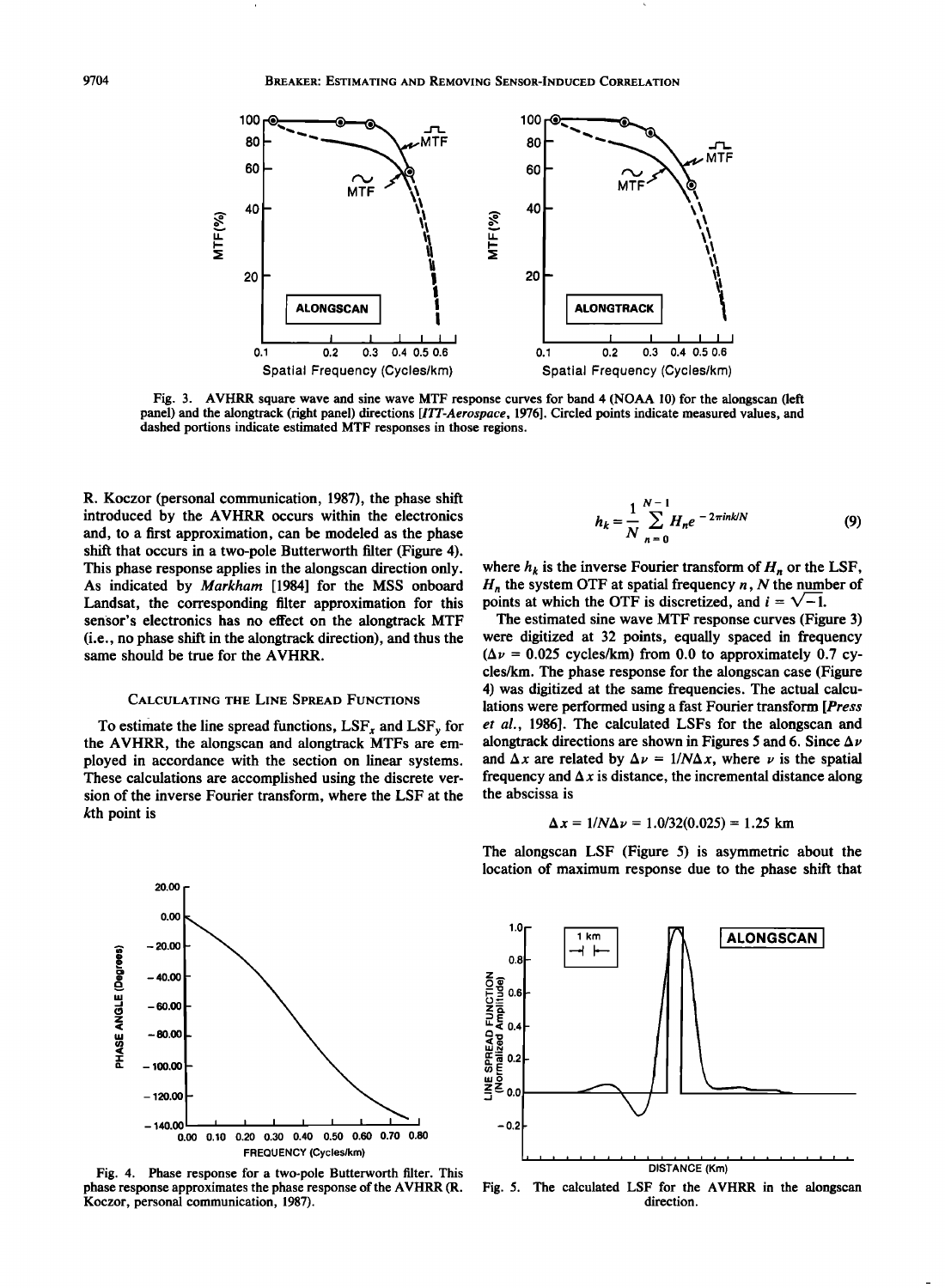Fig. 3. AVHRR square wave and sine wave MTF response curves for band 4 (NOAA 10) for the alongscan (left panel) and the alongtrack (right panel) directions [*ITT-Aerospace*, 1976]. Circled points indicate measured values, and dashed portions indicate estimated MTF responses in those regions.

R. Koczor (personal communication, 1987), the phase shift introduced by the AVHRR occurs within the electronics and, to a first approximation, can be modeled as the phase shift that occurs in a two-pole Butterworth filter (Figure 4). This phase response applies in the alongscan direction only. As indicated by *Markham* [1984] for the MSS onboard Landsat, the corresponding filter approximation for this sensor's electronics has no effect on the alongtrack MTF (i.e., no phase shift in the alongtrack direction), and thus the same should be true for the AVHRR.

## Calculating the Line Spread Functions

To estimate the line spread functions, $LSF_x$ and $LSF_y$ for the AVHRR, the alongscan and alongtrack MTFs are employed in accordance with the section on linear systems. These calculations are accomplished using the discrete version of the inverse Fourier transform, where the LSF at the $k$th point is

$$h_k = \frac{1}{N} \sum_{n=0}^{N-1} H_n e^{-2\pi i n k / N} \tag{9}$$

where $h_k$ is the inverse Fourier transform of $H_n$ or the LSF, $H_n$ the system OTF at spatial frequency $n$, $N$ the number of points at which the OTF is discretized, and $i = \sqrt{-1}$.

The estimated sine wave MTF response curves (Figure 3) were digitized at 32 points, equally spaced in frequency ($\Delta\nu = 0.025$ cycles/km) from 0.0 to approximately 0.7 cycles/km. The phase response for the alongscan case (Figure 4) was digitized at the same frequencies. The actual calculations were performed using a fast Fourier transform [*Press et al.*, 1986]. The calculated LSFs for the alongscan and alongtrack directions are shown in Figures 5 and 6. Since $\Delta\nu$ and $\Delta x$ are related by $\Delta\nu = 1/N\Delta x$, where $\nu$ is the spatial frequency and $\Delta x$ is distance, the incremental distance along the abscissa is

$$\Delta x = 1/N\Delta\nu = 1.0/32(0.025) = 1.25 \text{ km}$$

The alongscan LSF (Figure 5) is asymmetric about the location of maximum response due to the phase shift that

Fig. 4. Phase response for a two-pole Butterworth filter. This phase response approximates the phase response of the AVHRR (R. Koczor, personal communication, 1987).

Fig. 5. The calculated LSF for the AVHRR in the alongscan direction.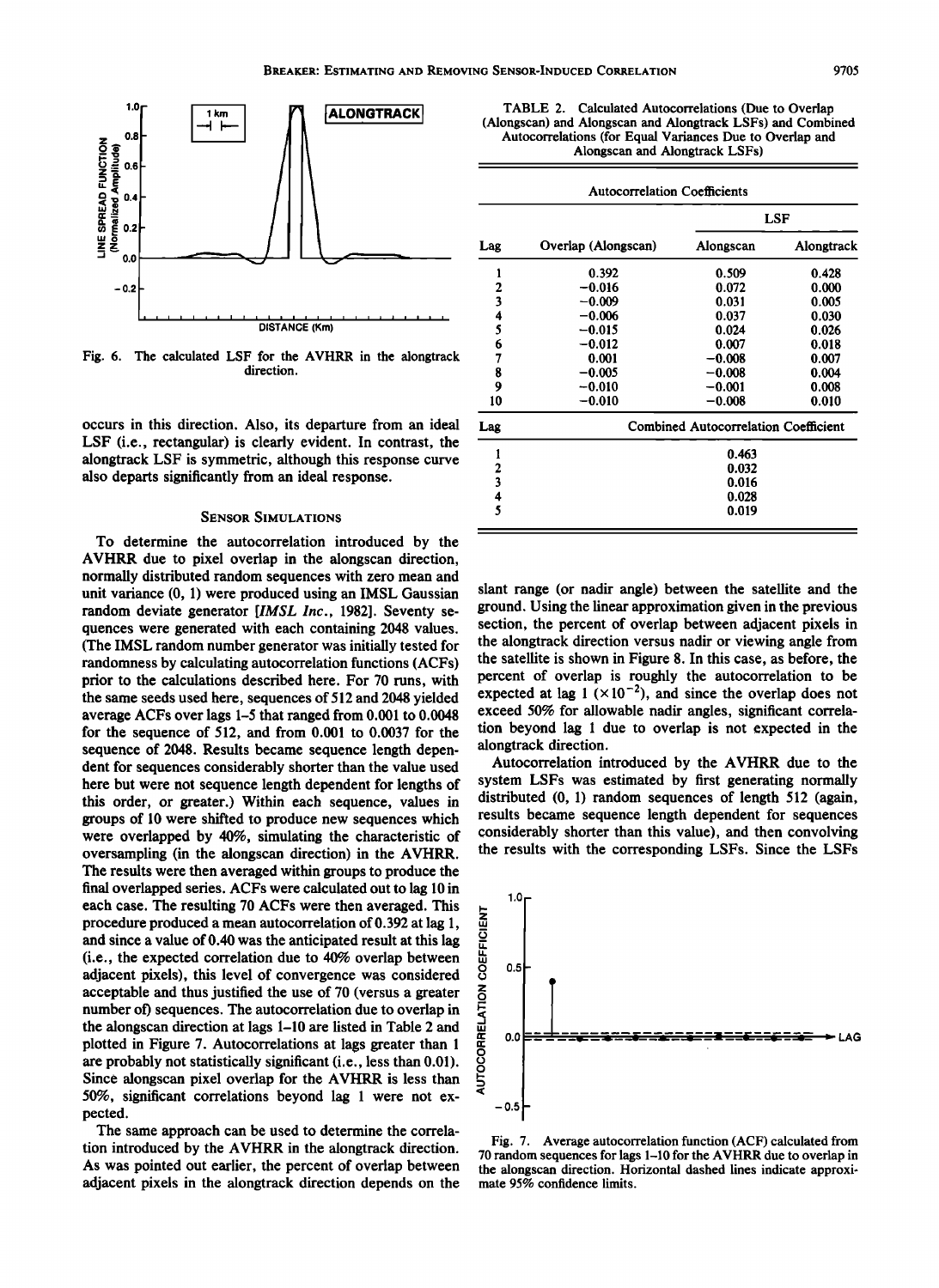Fig. 6. The calculated LSF for the AVHRR in the alongtrack direction.

occurs in this direction. Also, its departure from an ideal LSF (i.e., rectangular) is clearly evident. In contrast, the alongtrack LSF is symmetric, although this response curve also departs significantly from an ideal response.

## Sensor Simulations

To determine the autocorrelation introduced by the AVHRR due to pixel overlap in the alongscan direction, normally distributed random sequences with zero mean and unit variance (0, 1) were produced using an IMSL Gaussian random deviate generator [*IMSL Inc.*, 1982]. Seventy sequences were generated with each containing 2048 values. (The IMSL random number generator was initially tested for randomness by calculating autocorrelation functions (ACFs) prior to the calculations described here. For 70 runs, with the same seeds used here, sequences of 512 and 2048 yielded average ACFs over lags 1–5 that ranged from 0.001 to 0.0048 for the sequence of 512, and from 0.001 to 0.0037 for the sequence of 2048. Results became sequence length dependent for sequences considerably shorter than the value used here but were not sequence length dependent for lengths of this order, or greater.) Within each sequence, values in groups of 10 were shifted to produce new sequences which were overlapped by 40%, simulating the characteristic of oversampling (in the alongscan direction) in the AVHRR. The results were then averaged within groups to produce the final overlapped series. ACFs were calculated out to lag 10 in each case. The resulting 70 ACFs were then averaged. This procedure produced a mean autocorrelation of 0.392 at lag 1, and since a value of 0.40 was the anticipated result at this lag (i.e., the expected correlation due to 40% overlap between adjacent pixels), this level of convergence was considered acceptable and thus justified the use of 70 (versus a greater number of) sequences. The autocorrelation due to overlap in the alongscan direction at lags 1–10 are listed in Table 2 and plotted in Figure 7. Autocorrelations at lags greater than 1 are probably not statistically significant (i.e., less than 0.01). Since alongscan pixel overlap for the AVHRR is less than 50%, significant correlations beyond lag 1 were not expected.

The same approach can be used to determine the correlation introduced by the AVHRR in the alongtrack direction. As was pointed out earlier, the percent of overlap between adjacent pixels in the alongtrack direction depends on the slant range (or nadir angle) between the satellite and the ground. Using the linear approximation given in the previous section, the percent of overlap between adjacent pixels in the alongtrack direction versus nadir or viewing angle from the satellite is shown in Figure 8. In this case, as before, the percent of overlap is roughly the autocorrelation to be expected at lag 1 ($\times 10^{-2}$), and since the overlap does not exceed 50% for allowable nadir angles, significant correlation beyond lag 1 due to overlap is not expected in the alongtrack direction.

Autocorrelation introduced by the AVHRR due to the system LSFs was estimated by first generating normally distributed (0, 1) random sequences of length 512 (again, results became sequence length dependent for sequences considerably shorter than this value), and then convolving the results with the corresponding LSFs. Since the LSFs

TABLE 2. Calculated Autocorrelations (Due to Overlap (Alongscan) and Alongscan and Alongtrack LSFs) and Combined Autocorrelations (for Equal Variances Due to Overlap and Alongscan and Alongtrack LSFs)

| | Autocorrelation Coefficients | | |
|---|---|---|---|
| | | LSF | |
| Lag | Overlap (Alongscan) | Alongscan | Alongtrack |
| 1 | 0.392 | 0.509 | 0.428 |
| 2 | −0.016 | 0.072 | 0.000 |
| 3 | −0.009 | 0.031 | 0.005 |
| 4 | −0.006 | 0.037 | 0.030 |
| 5 | −0.015 | 0.024 | 0.026 |
| 6 | −0.012 | 0.007 | 0.018 |
| 7 | 0.001 | −0.008 | 0.007 |
| 8 | −0.005 | −0.008 | 0.004 |
| 9 | −0.010 | −0.001 | 0.008 |
| 10 | −0.010 | −0.008 | 0.010 |

| Lag | Combined Autocorrelation Coefficient |
|---|---|
| 1 | 0.463 |
| 2 | 0.032 |
| 3 | 0.016 |
| 4 | 0.028 |
| 5 | 0.019 |

Fig. 7. Average autocorrelation function (ACF) calculated from 70 random sequences for lags 1–10 for the AVHRR due to overlap in the alongscan direction. Horizontal dashed lines indicate approximate 95% confidence limits.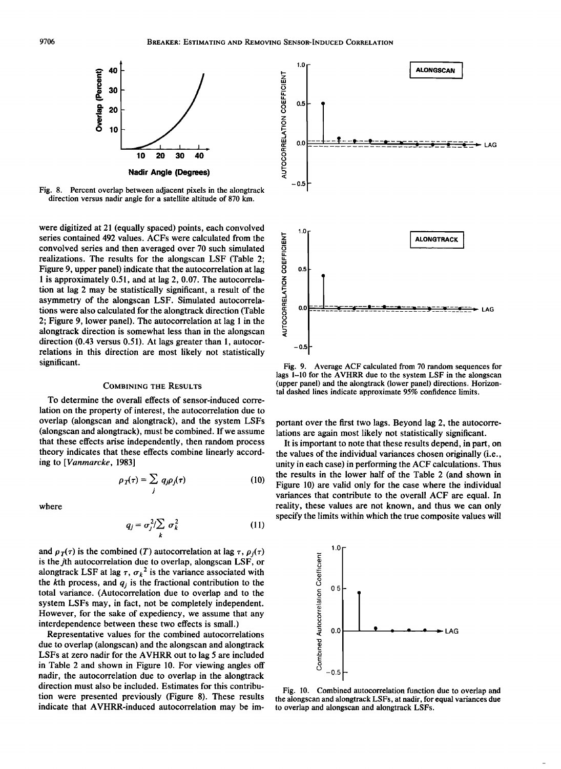Fig. 8. Percent overlap between adjacent pixels in the alongtrack direction versus nadir angle for a satellite altitude of 870 km.

were digitized at 21 (equally spaced) points, each convolved series contained 492 values. ACFs were calculated from the convolved series and then averaged over 70 such simulated realizations. The results for the alongscan LSF (Table 2; Figure 9, upper panel) indicate that the autocorrelation at lag 1 is approximately 0.51, and at lag 2, 0.07. The autocorrelation at lag 2 may be statistically significant, a result of the asymmetry of the alongscan LSF. Simulated autocorrelations were also calculated for the alongtrack direction (Table 2; Figure 9, lower panel). The autocorrelation at lag 1 in the alongtrack direction is somewhat less than in the alongscan direction (0.43 versus 0.51). At lags greater than 1, autocorrelations in this direction are most likely not statistically significant.

## Combining the Results

To determine the overall effects of sensor-induced correlation on the property of interest, the autocorrelation due to overlap (alongscan and alongtrack), and the system LSFs (alongscan and alongtrack), must be combined. If we assume that these effects arise independently, then random process theory indicates that these effects combine linearly according to [*Vanmarcke*, 1983]

$$\rho_T(\tau) = \sum_j q_j \rho_j(\tau) \tag{10}$$

where

$$q_j = \sigma_j^2 / \sum_k \sigma_k^2 \tag{11}$$

and $\rho_T(\tau)$ is the combined ($T$) autocorrelation at lag $\tau$, $\rho_j(\tau)$ is the $j$th autocorrelation due to overlap, alongscan LSF, or alongtrack LSF at lag $\tau$, $\sigma_k{}^2$ is the variance associated with the $k$th process, and $q_j$ is the fractional contribution to the total variance. (Autocorrelation due to overlap and to the system LSFs may, in fact, not be completely independent. However, for the sake of expediency, we assume that any interdependence between these two effects is small.)

Representative values for the combined autocorrelations due to overlap (alongscan) and the alongscan and alongtrack LSFs at zero nadir for the AVHRR out to lag 5 are included in Table 2 and shown in Figure 10. For viewing angles off nadir, the autocorrelation due to overlap in the alongtrack direction must also be included. Estimates for this contribution were presented previously (Figure 8). These results indicate that AVHRR-induced autocorrelation may be important over the first two lags. Beyond lag 2, the autocorrelations are again most likely not statistically significant.

It is important to note that these results depend, in part, on the values of the individual variances chosen originally (i.e., unity in each case) in performing the ACF calculations. Thus the results in the lower half of the Table 2 (and shown in Figure 10) are valid only for the case where the individual variances that contribute to the overall ACF are equal. In reality, these values are not known, and thus we can only specify the limits within which the true composite values will

Fig. 9. Average ACF calculated from 70 random sequences for lags 1–10 for the AVHRR due to the system LSF in the alongscan (upper panel) and the alongtrack (lower panel) directions. Horizontal dashed lines indicate approximate 95% confidence limits.

Fig. 10. Combined autocorrelation function due to overlap and the alongscan and alongtrack LSFs, at nadir, for equal variances due to overlap and alongscan and alongtrack LSFs.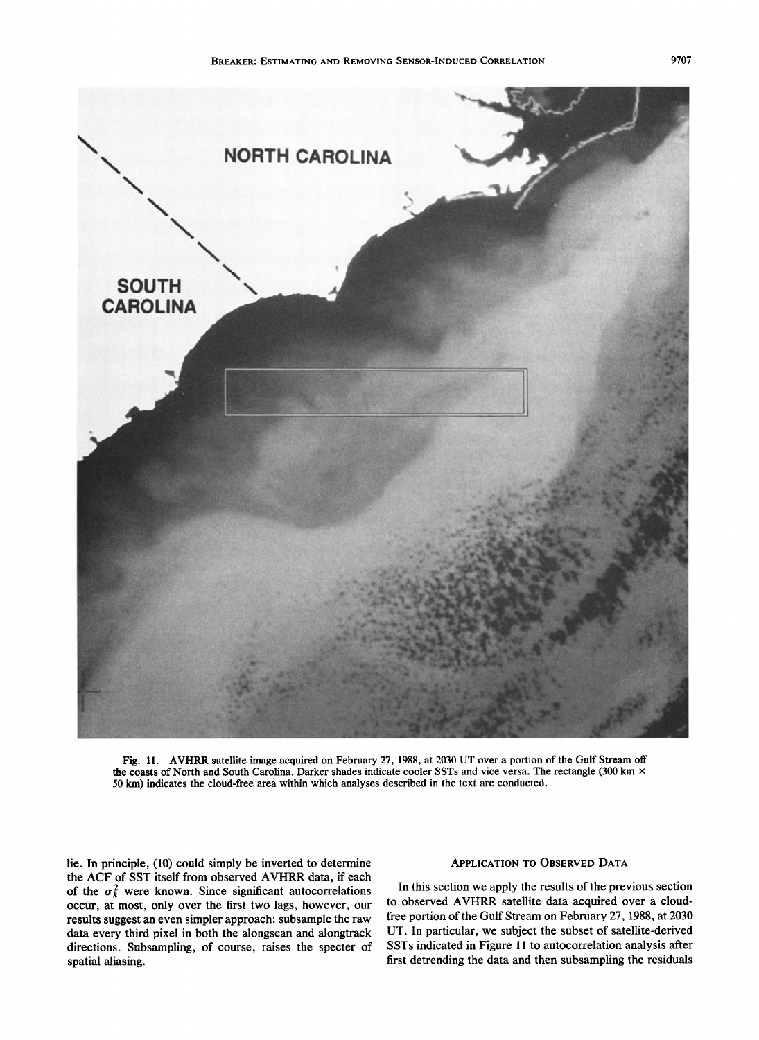Fig. 11. AVHRR satellite image acquired on February 27, 1988, at 2030 UT over a portion of the Gulf Stream off the coasts of North and South Carolina. Darker shades indicate cooler SSTs and vice versa. The rectangle (300 km × 50 km) indicates the cloud-free area within which analyses described in the text are conducted.

lie. In principle, (10) could simply be inverted to determine the ACF of SST itself from observed AVHRR data, if each of the $\sigma_k^2$ were known. Since significant autocorrelations occur, at most, only over the first two lags, however, our results suggest an even simpler approach: subsample the raw data every third pixel in both the alongscan and alongtrack directions. Subsampling, of course, raises the specter of spatial aliasing.

## Application to Observed Data

In this section we apply the results of the previous section to observed AVHRR satellite data acquired over a cloud-free portion of the Gulf Stream on February 27, 1988, at 2030 UT. In particular, we subject the subset of satellite-derived SSTs indicated in Figure 11 to autocorrelation analysis after first detrending the data and then subsampling the residuals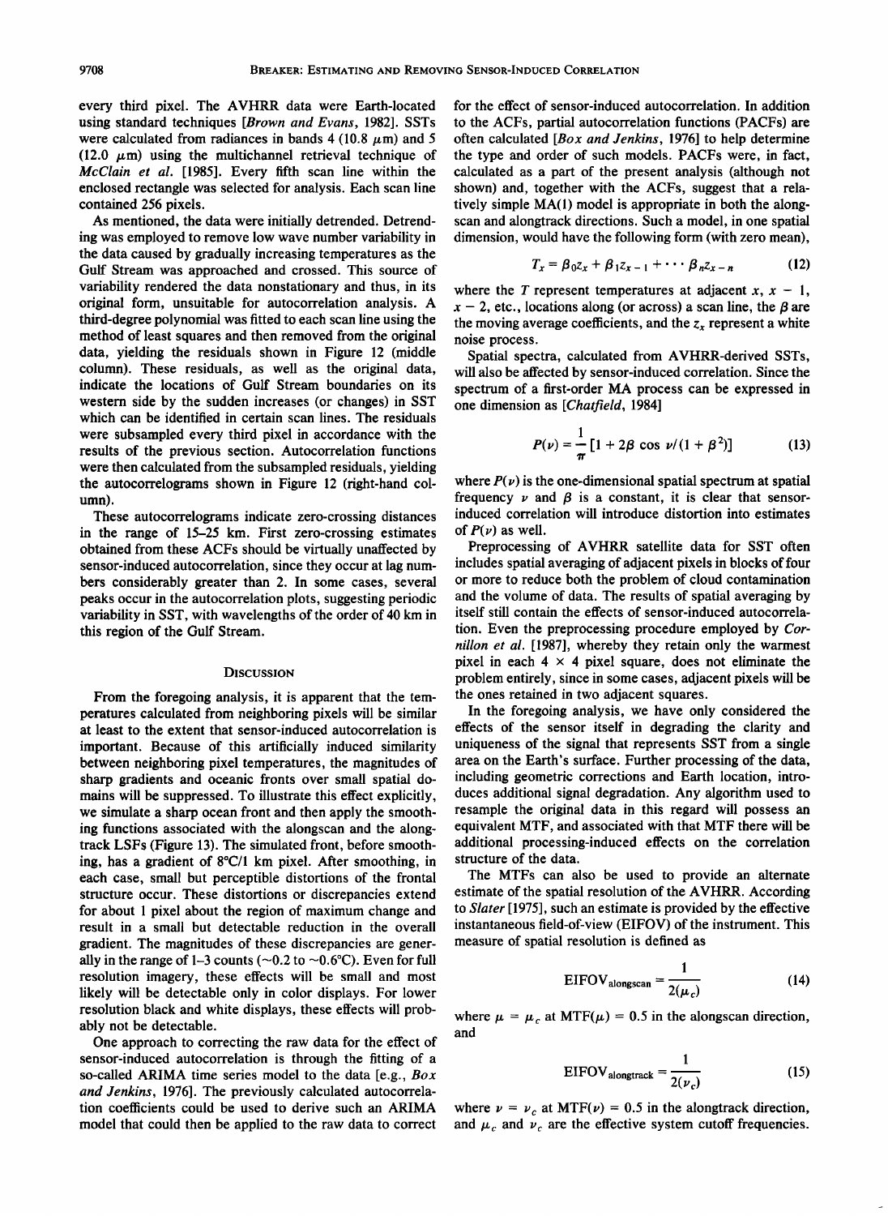every third pixel. The AVHRR data were Earth-located using standard techniques [*Brown and Evans*, 1982]. SSTs were calculated from radiances in bands 4 (10.8 $\mu$m) and 5 (12.0 $\mu$m) using the multichannel retrieval technique of *McClain et al.* [1985]. Every fifth scan line within the enclosed rectangle was selected for analysis. Each scan line contained 256 pixels.

As mentioned, the data were initially detrended. Detrending was employed to remove low wave number variability in the data caused by gradually increasing temperatures as the Gulf Stream was approached and crossed. This source of variability rendered the data nonstationary and thus, in its original form, unsuitable for autocorrelation analysis. A third-degree polynomial was fitted to each scan line using the method of least squares and then removed from the original data, yielding the residuals shown in Figure 12 (middle column). These residuals, as well as the original data, indicate the locations of Gulf Stream boundaries on its western side by the sudden increases (or changes) in SST which can be identified in certain scan lines. The residuals were subsampled every third pixel in accordance with the results of the previous section. Autocorrelation functions were then calculated from the subsampled residuals, yielding the autocorrelograms shown in Figure 12 (right-hand column).

These autocorrelograms indicate zero-crossing distances in the range of 15–25 km. First zero-crossing estimates obtained from these ACFs should be virtually unaffected by sensor-induced autocorrelation, since they occur at lag numbers considerably greater than 2. In some cases, several peaks occur in the autocorrelation plots, suggesting periodic variability in SST, with wavelengths of the order of 40 km in this region of the Gulf Stream.

## Discussion

From the foregoing analysis, it is apparent that the temperatures calculated from neighboring pixels will be similar at least to the extent that sensor-induced autocorrelation is important. Because of this artificially induced similarity between neighboring pixel temperatures, the magnitudes of sharp gradients and oceanic fronts over small spatial domains will be suppressed. To illustrate this effect explicitly, we simulate a sharp ocean front and then apply the smoothing functions associated with the alongscan and the alongtrack LSFs (Figure 13). The simulated front, before smoothing, has a gradient of 8°C/1 km pixel. After smoothing, in each case, small but perceptible distortions of the frontal structure occur. These distortions or discrepancies extend for about 1 pixel about the region of maximum change and result in a small but detectable reduction in the overall gradient. The magnitudes of these discrepancies are generally in the range of 1–3 counts (~0.2 to ~0.6°C). Even for full resolution imagery, these effects will be small and most likely will be detectable only in color displays. For lower resolution black and white displays, these effects will probably not be detectable.

One approach to correcting the raw data for the effect of sensor-induced autocorrelation is through the fitting of a so-called ARIMA time series model to the data [e.g., *Box and Jenkins*, 1976]. The previously calculated autocorrelation coefficients could be used to derive such an ARIMA model that could then be applied to the raw data to correct for the effect of sensor-induced autocorrelation. In addition to the ACFs, partial autocorrelation functions (PACFs) are often calculated [*Box and Jenkins*, 1976] to help determine the type and order of such models. PACFs were, in fact, calculated as a part of the present analysis (although not shown) and, together with the ACFs, suggest that a relatively simple MA(1) model is appropriate in both the alongscan and alongtrack directions. Such a model, in one spatial dimension, would have the following form (with zero mean),

$$T_x = \beta_0 z_x + \beta_1 z_{x-1} + \cdots \beta_n z_{x-n} \tag{12}$$

where the $T$ represent temperatures at adjacent $x$, $x - 1$, $x - 2$, etc., locations along (or across) a scan line, the $\beta$ are the moving average coefficients, and the $z_x$ represent a white noise process.

Spatial spectra, calculated from AVHRR-derived SSTs, will also be affected by sensor-induced correlation. Since the spectrum of a first-order MA process can be expressed in one dimension as [*Chatfield*, 1984]

$$P(\nu) = \frac{1}{\pi}[1 + 2\beta \cos \nu/(1 + \beta^2)] \tag{13}$$

where $P(\nu)$ is the one-dimensional spatial spectrum at spatial frequency $\nu$ and $\beta$ is a constant, it is clear that sensor-induced correlation will introduce distortion into estimates of $P(\nu)$ as well.

Preprocessing of AVHRR satellite data for SST often includes spatial averaging of adjacent pixels in blocks of four or more to reduce both the problem of cloud contamination and the volume of data. The results of spatial averaging by itself still contain the effects of sensor-induced autocorrelation. Even the preprocessing procedure employed by *Cornillon et al.* [1987], whereby they retain only the warmest pixel in each 4 × 4 pixel square, does not eliminate the problem entirely, since in some cases, adjacent pixels will be the ones retained in two adjacent squares.

In the foregoing analysis, we have only considered the effects of the sensor itself in degrading the clarity and uniqueness of the signal that represents SST from a single area on the Earth's surface. Further processing of the data, including geometric corrections and Earth location, introduces additional signal degradation. Any algorithm used to resample the original data in this regard will possess an equivalent MTF, and associated with that MTF there will be additional processing-induced effects on the correlation structure of the data.

The MTFs can also be used to provide an alternate estimate of the spatial resolution of the AVHRR. According to *Slater* [1975], such an estimate is provided by the effective instantaneous field-of-view (EIFOV) of the instrument. This measure of spatial resolution is defined as

$$\text{EIFOV}_{\text{alongscan}} = \frac{1}{2(\mu_c)} \tag{14}$$

where $\mu = \mu_c$ at MTF($\mu$) = 0.5 in the alongscan direction, and

$$\text{EIFOV}_{\text{alongtrack}} = \frac{1}{2(\nu_c)} \tag{15}$$

where $\nu = \nu_c$ at MTF($\nu$) = 0.5 in the alongtrack direction, and $\mu_c$ and $\nu_c$ are the effective system cutoff frequencies.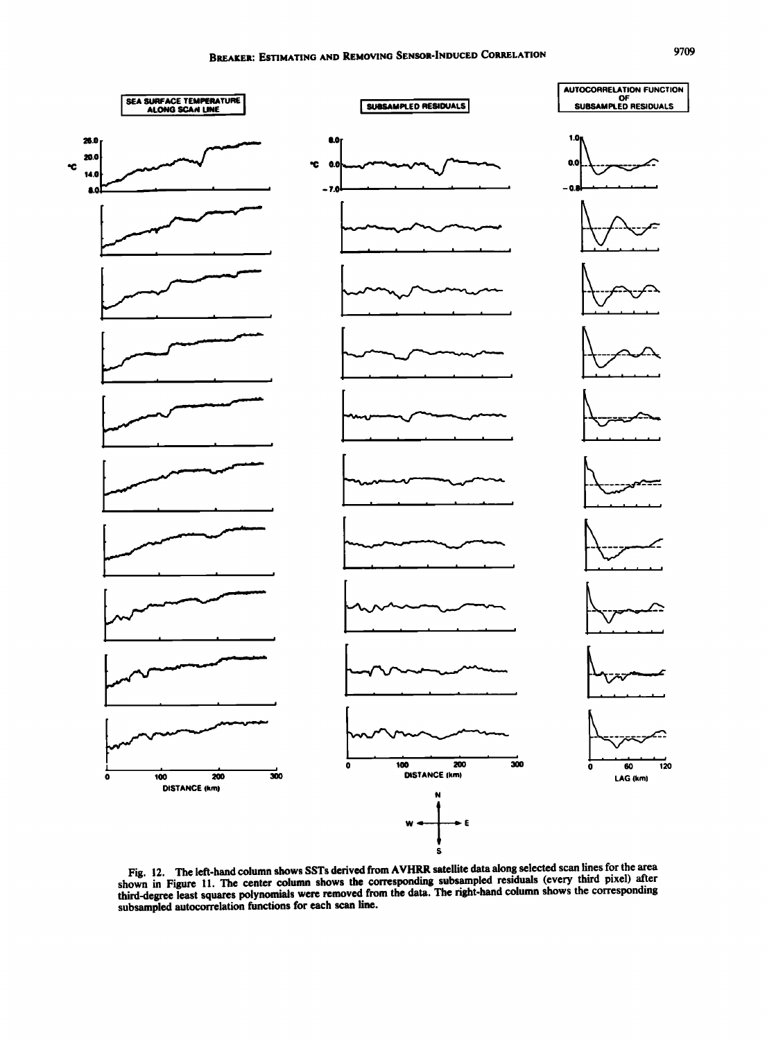Fig. 12. The left-hand column shows SSTs derived from AVHRR satellite data along selected scan lines for the area shown in Figure 11. The center column shows the corresponding subsampled residuals (every third pixel) after third-degree least squares polynomials were removed from the data. The right-hand column shows the corresponding subsampled autocorrelation functions for each scan line.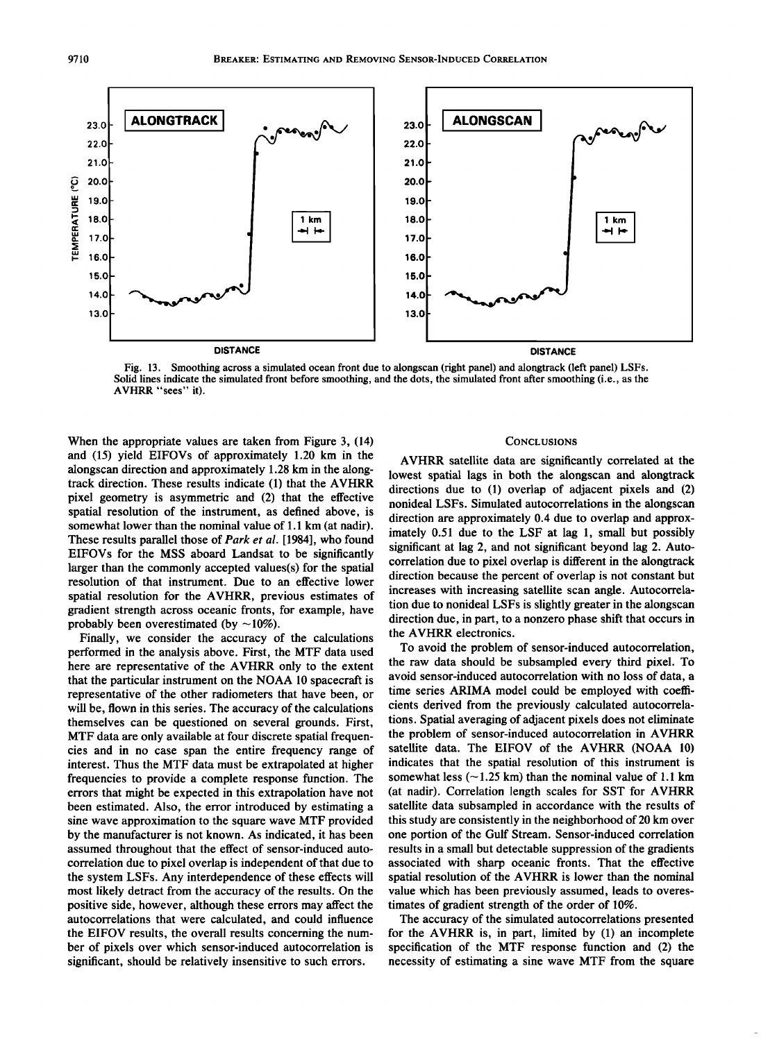Fig. 13. Smoothing across a simulated ocean front due to alongscan (right panel) and alongtrack (left panel) LSFs. Solid lines indicate the simulated front before smoothing, and the dots, the simulated front after smoothing (i.e., as the AVHRR "sees" it).

When the appropriate values are taken from Figure 3, (14) and (15) yield EIFOVs of approximately 1.20 km in the alongscan direction and approximately 1.28 km in the alongtrack direction. These results indicate (1) that the AVHRR pixel geometry is asymmetric and (2) that the effective spatial resolution of the instrument, as defined above, is somewhat lower than the nominal value of 1.1 km (at nadir). These results parallel those of *Park et al.* [1984], who found EIFOVs for the MSS aboard Landsat to be significantly larger than the commonly accepted values(s) for the spatial resolution of that instrument. Due to an effective lower spatial resolution for the AVHRR, previous estimates of gradient strength across oceanic fronts, for example, have probably been overestimated (by ~10%).

Finally, we consider the accuracy of the calculations performed in the analysis above. First, the MTF data used here are representative of the AVHRR only to the extent that the particular instrument on the NOAA 10 spacecraft is representative of the other radiometers that have been, or will be, flown in this series. The accuracy of the calculations themselves can be questioned on several grounds. First, MTF data are only available at four discrete spatial frequencies and in no case span the entire frequency range of interest. Thus the MTF data must be extrapolated at higher frequencies to provide a complete response function. The errors that might be expected in this extrapolation have not been estimated. Also, the error introduced by estimating a sine wave approximation to the square wave MTF provided by the manufacturer is not known. As indicated, it has been assumed throughout that the effect of sensor-induced autocorrelation due to pixel overlap is independent of that due to the system LSFs. Any interdependence of these effects will most likely detract from the accuracy of the results. On the positive side, however, although these errors may affect the autocorrelations that were calculated, and could influence the EIFOV results, the overall results concerning the number of pixels over which sensor-induced autocorrelation is significant, should be relatively insensitive to such errors.

## Conclusions

AVHRR satellite data are significantly correlated at the lowest spatial lags in both the alongscan and alongtrack directions due to (1) overlap of adjacent pixels and (2) nonideal LSFs. Simulated autocorrelations in the alongscan direction are approximately 0.4 due to overlap and approximately 0.51 due to the LSF at lag 1, small but possibly significant at lag 2, and not significant beyond lag 2. Autocorrelation due to pixel overlap is different in the alongtrack direction because the percent of overlap is not constant but increases with increasing satellite scan angle. Autocorrelation due to nonideal LSFs is slightly greater in the alongscan direction due, in part, to a nonzero phase shift that occurs in the AVHRR electronics.

To avoid the problem of sensor-induced autocorrelation, the raw data should be subsampled every third pixel. To avoid sensor-induced autocorrelation with no loss of data, a time series ARIMA model could be employed with coefficients derived from the previously calculated autocorrelations. Spatial averaging of adjacent pixels does not eliminate the problem of sensor-induced autocorrelation in AVHRR satellite data. The EIFOV of the AVHRR (NOAA 10) indicates that the spatial resolution of this instrument is somewhat less (~1.25 km) than the nominal value of 1.1 km (at nadir). Correlation length scales for SST for AVHRR satellite data subsampled in accordance with the results of this study are consistently in the neighborhood of 20 km over one portion of the Gulf Stream. Sensor-induced correlation results in a small but detectable suppression of the gradients associated with sharp oceanic fronts. That the effective spatial resolution of the AVHRR is lower than the nominal value which has been previously assumed, leads to overestimates of gradient strength of the order of 10%.

The accuracy of the simulated autocorrelations presented for the AVHRR is, in part, limited by (1) an incomplete specification of the MTF response function and (2) the necessity of estimating a sine wave MTF from the square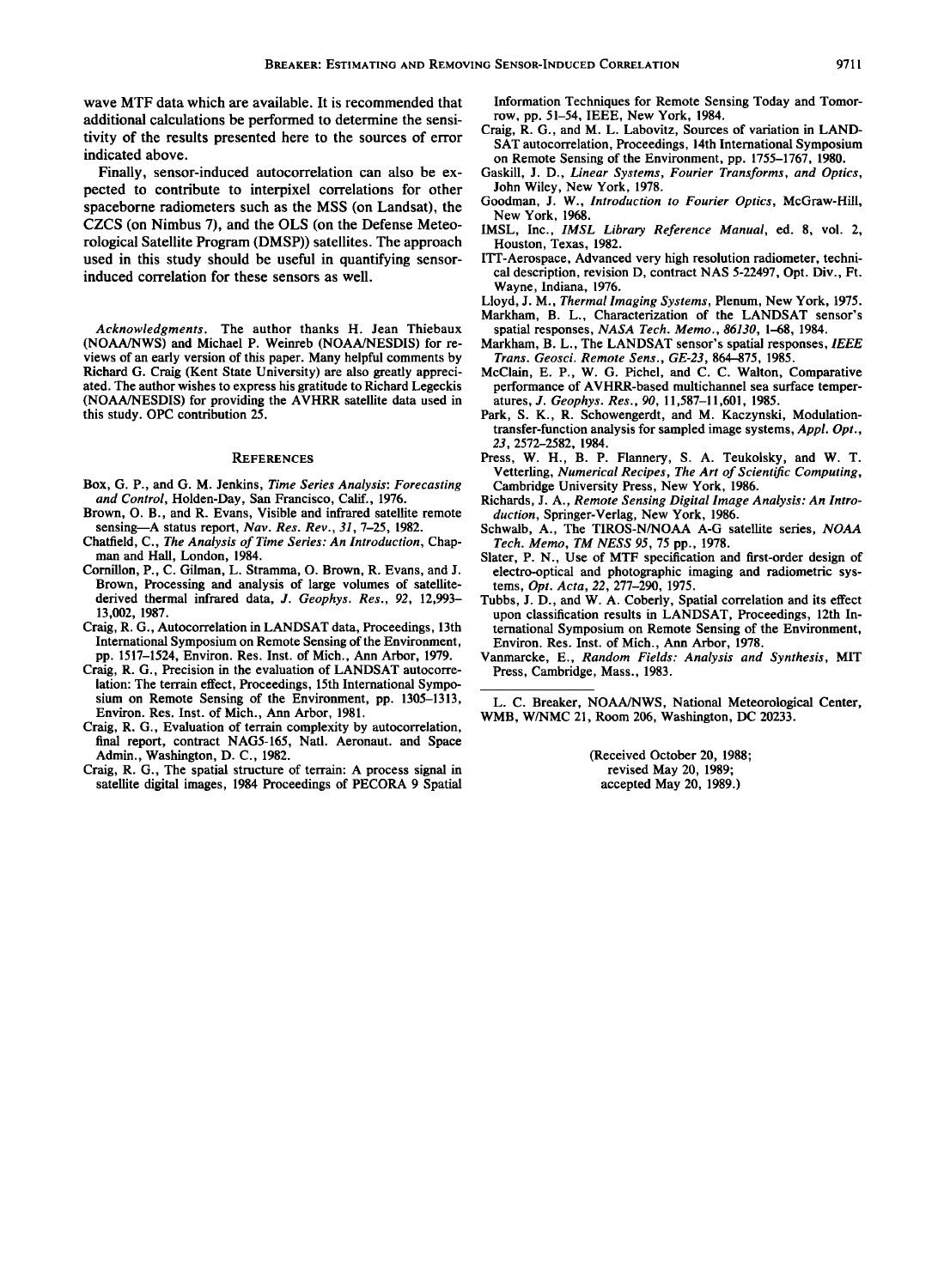wave MTF data which are available. It is recommended that additional calculations be performed to determine the sensitivity of the results presented here to the sources of error indicated above.

Finally, sensor-induced autocorrelation can also be expected to contribute to interpixel correlations for other spaceborne radiometers such as the MSS (on Landsat), the CZCS (on Nimbus 7), and the OLS (on the Defense Meteorological Satellite Program (DMSP)) satellites. The approach used in this study should be useful in quantifying sensor-induced correlation for these sensors as well.

*Acknowledgments.* The author thanks H. Jean Thiebaux (NOAA/NWS) and Michael P. Weinreb (NOAA/NESDIS) for reviews of an early version of this paper. Many helpful comments by Richard G. Craig (Kent State University) are also greatly appreciated. The author wishes to express his gratitude to Richard Legeckis (NOAA/NESDIS) for providing the AVHRR satellite data used in this study. OPC contribution 25.

## References

Box, G. P., and G. M. Jenkins, *Time Series Analysis: Forecasting and Control*, Holden-Day, San Francisco, Calif., 1976.

Brown, O. B., and R. Evans, Visible and infrared satellite remote sensing—A status report, *Nav. Res. Rev.*, *31*, 7–25, 1982.

Chatfield, C., *The Analysis of Time Series: An Introduction*, Chapman and Hall, London, 1984.

Cornillon, P., C. Gilman, L. Stramma, O. Brown, R. Evans, and J. Brown, Processing and analysis of large volumes of satellite-derived thermal infrared data, *J. Geophys. Res.*, *92*, 12,993–13,002, 1987.

Craig, R. G., Autocorrelation in LANDSAT data, Proceedings, 13th International Symposium on Remote Sensing of the Environment, pp. 1517–1524, Environ. Res. Inst. of Mich., Ann Arbor, 1979.

Craig, R. G., Precision in the evaluation of LANDSAT autocorrelation: The terrain effect, Proceedings, 15th International Symposium on Remote Sensing of the Environment, pp. 1305–1313, Environ. Res. Inst. of Mich., Ann Arbor, 1981.

Craig, R. G., Evaluation of terrain complexity by autocorrelation, final report, contract NAG5-165, Natl. Aeronaut. and Space Admin., Washington, D. C., 1982.

Craig, R. G., The spatial structure of terrain: A process signal in satellite digital images, 1984 Proceedings of PECORA 9 Spatial Information Techniques for Remote Sensing Today and Tomorrow, pp. 51–54, IEEE, New York, 1984.

Craig, R. G., and M. L. Labovitz, Sources of variation in LANDSAT autocorrelation, Proceedings, 14th International Symposium on Remote Sensing of the Environment, pp. 1755–1767, 1980.

Gaskill, J. D., *Linear Systems, Fourier Transforms, and Optics*, John Wiley, New York, 1978.

Goodman, J. W., *Introduction to Fourier Optics*, McGraw-Hill, New York, 1968.

IMSL, Inc., *IMSL Library Reference Manual*, ed. 8, vol. 2, Houston, Texas, 1982.

ITT-Aerospace, Advanced very high resolution radiometer, technical description, revision D, contract NAS 5-22497, Opt. Div., Ft. Wayne, Indiana, 1976.

Lloyd, J. M., *Thermal Imaging Systems*, Plenum, New York, 1975.

Markham, B. L., Characterization of the LANDSAT sensor's spatial responses, *NASA Tech. Memo.*, *86130*, 1–68, 1984.

Markham, B. L., The LANDSAT sensor's spatial responses, *IEEE Trans. Geosci. Remote Sens.*, *GE-23*, 864–875, 1985.

McClain, E. P., W. G. Pichel, and C. C. Walton, Comparative performance of AVHRR-based multichannel sea surface temperatures, *J. Geophys. Res.*, *90*, 11,587–11,601, 1985.

Park, S. K., R. Schowengerdt, and M. Kaczynski, Modulation-transfer-function analysis for sampled image systems, *Appl. Opt.*, *23*, 2572–2582, 1984.

Press, W. H., B. P. Flannery, S. A. Teukolsky, and W. T. Vetterling, *Numerical Recipes, The Art of Scientific Computing*, Cambridge University Press, New York, 1986.

Richards, J. A., *Remote Sensing Digital Image Analysis: An Introduction*, Springer-Verlag, New York, 1986.

Schwalb, A., The TIROS-N/NOAA A-G satellite series, *NOAA Tech. Memo*, *TM NESS 95*, 75 pp., 1978.

Slater, P. N., Use of MTF specification and first-order design of electro-optical and photographic imaging and radiometric systems, *Opt. Acta*, *22*, 277–290, 1975.

Tubbs, J. D., and W. A. Coberly, Spatial correlation and its effect upon classification results in LANDSAT, Proceedings, 12th International Symposium on Remote Sensing of the Environment, Environ. Res. Inst. of Mich., Ann Arbor, 1978.

Vanmarcke, E., *Random Fields: Analysis and Synthesis*, MIT Press, Cambridge, Mass., 1983.

---

L. C. Breaker, NOAA/NWS, National Meteorological Center, WMB, W/NMC 21, Room 206, Washington, DC 20233.

(Received October 20, 1988;
revised May 20, 1989;
accepted May 20, 1989.)